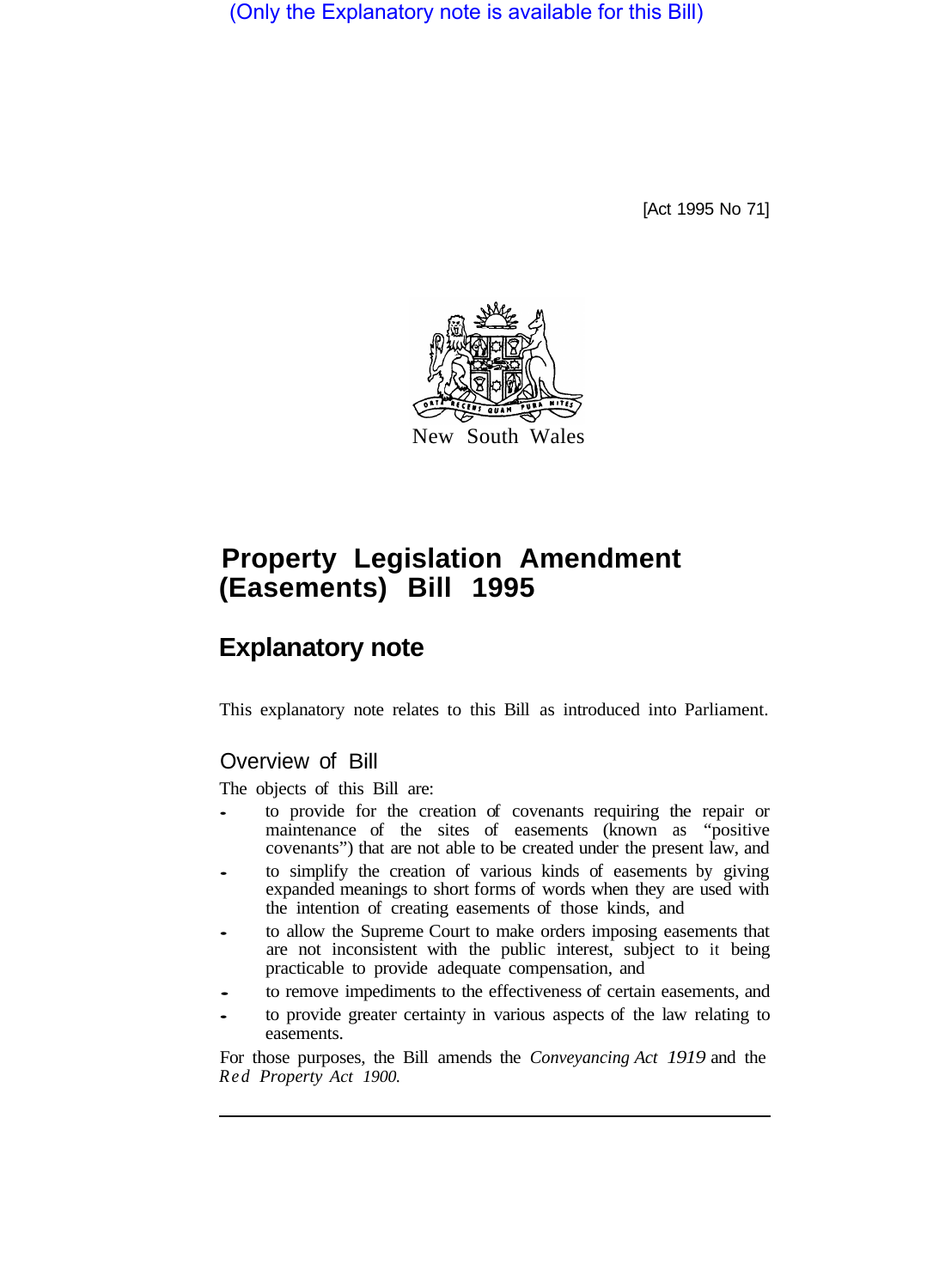(Only the Explanatory note is available for this Bill)

[Act 1995 No 71]

New South Wales

# Property Legislation Amendment (Easements) Bill 1995

## Explanatory note

This explanatory note relates to this Bill as introduced into Parliament.

### Overview of Bill

The objects of this Bill are:

- to provide for the creation of covenants requiring the repair or maintenance of the sites of easements (known as "positive covenants") that are not able to be created under the present law, and
- to simplify the creation of various kinds of easements by giving expanded meanings to short forms of words when they are used with the intention of creating easements of those kinds, and
- to allow the Supreme Court to make orders imposing easements that are not inconsistent with the public interest, subject to it being practicable to provide adequate compensation, and
- to remove impediments to the effectiveness of certain easements, and
- to provide greater certainty in various aspects of the law relating to easements.

For those purposes, the Bill amends the *Conveyancing Act 1919* and the *Red Property Act 1900.*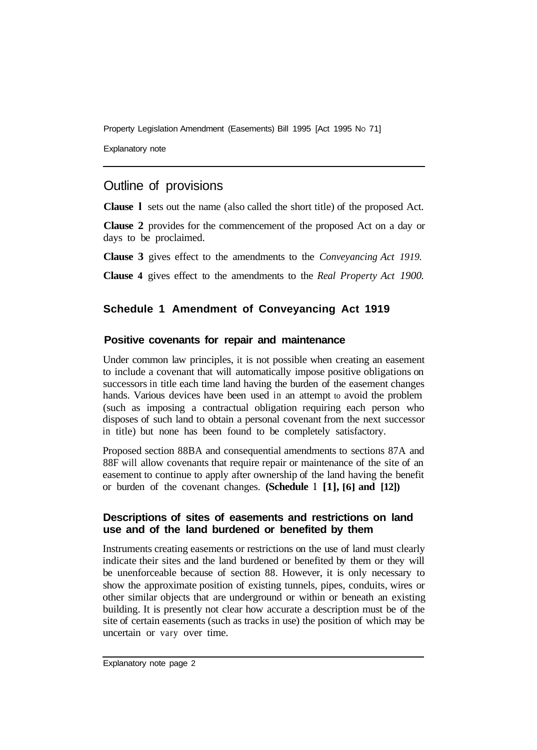## Outline of provisions

**Clause 1** sets out the name (also called the short title) of the proposed Act.

**Clause 2** provides for the commencement of the proposed Act on a day or days to be proclaimed.

**Clause 3** gives effect to the amendments to the *Conveyancing Act 1919.*

**Clause 4** gives effect to the amendments to the *Real Property Act 1900.*

### Schedule 1 Amendment of Conveyancing Act 1919

#### Positive covenants for repair and maintenance

Under common law principles, it is not possible when creating an easement to include a covenant that will automatically impose positive obligations on successors in title each time land having the burden of the easement changes hands. Various devices have been used in an attempt to avoid the problem (such as imposing a contractual obligation requiring each person who disposes of such land to obtain a personal covenant from the next successor in title) but none has been found to be completely satisfactory.

Proposed section 88BA and consequential amendments to sections 87A and 88F will allow covenants that require repair or maintenance of the site of an easement to continue to apply after ownership of the land having the benefit or burden of the covenant changes. **(Schedule 1 [1], [6] and [12])**

#### Descriptions of sites of easements and restrictions on land use and of the land burdened or benefited by them

Instruments creating easements or restrictions on the use of land must clearly indicate their sites and the land burdened or benefited by them or they will be unenforceable because of section 88. However, it is only necessary to show the approximate position of existing tunnels, pipes, conduits, wires or other similar objects that are underground or within or beneath an existing building. It is presently not clear how accurate a description must be of the site of certain easements (such as tracks in use) the position of which may be uncertain or vary over time.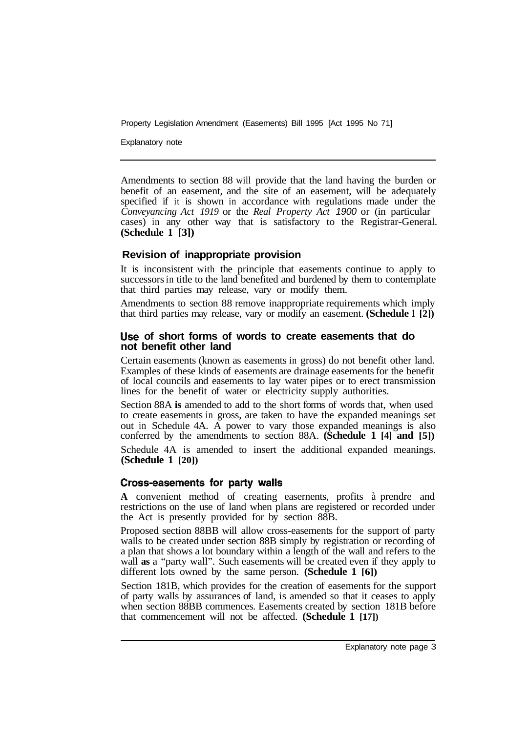Amendments to section 88 will provide that the land having the burden or benefit of an easement, and the site of an easement, will be adequately specified if it is shown in accordance with regulations made under the *Conveyancing Act 1919* or the *Real Property Act 1900* or (in particular cases) in any other way that is satisfactory to the Registrar-General. **(Schedule 1 [3])**

## Revision of inappropriate provision

It is inconsistent with the principle that easements continue to apply to successors in title to the land benefited and burdened by them to contemplate that third parties may release, vary or modify them.

Amendments to section 88 remove inappropriate requirements which imply that third parties may release, vary or modify an easement. **(Schedule 1 [2])**

## Use of short forms of words to create easements that do not benefit other land

Certain easements (known as easements in gross) do not benefit other land. Examples of these kinds of easements are drainage easements for the benefit of local councils and easements to lay water pipes or to erect transmission lines for the benefit of water or electricity supply authorities.

Section 88A is amended to add to the short forms of words that, when used to create easements in gross, are taken to have the expanded meanings set out in Schedule 4A. A power to vary those expanded meanings is also conferred by the amendments to section 88A. **(Schedule 1 [4] and [5])**

Schedule 4A is amended to insert the additional expanded meanings. **(Schedule 1 [20])**

## Cross-easements for party walls

A convenient method of creating easements, profits à prendre and restrictions on the use of land when plans are registered or recorded under the Act is presently provided for by section 88B.

Proposed section 88BB will allow cross-easements for the support of party walls to be created under section 88B simply by registration or recording of a plan that shows a lot boundary within a length of the wall and refers to the wall as a "party wall". Such easements will be created even if they apply to different lots owned by the same person. **(Schedule 1 [6])**

Section 181B, which provides for the creation of easements for the support of party walls by assurances of land, is amended so that it ceases to apply when section 88BB commences. Easements created by section 181B before that commencement will not be affected. **(Schedule 1 [17])**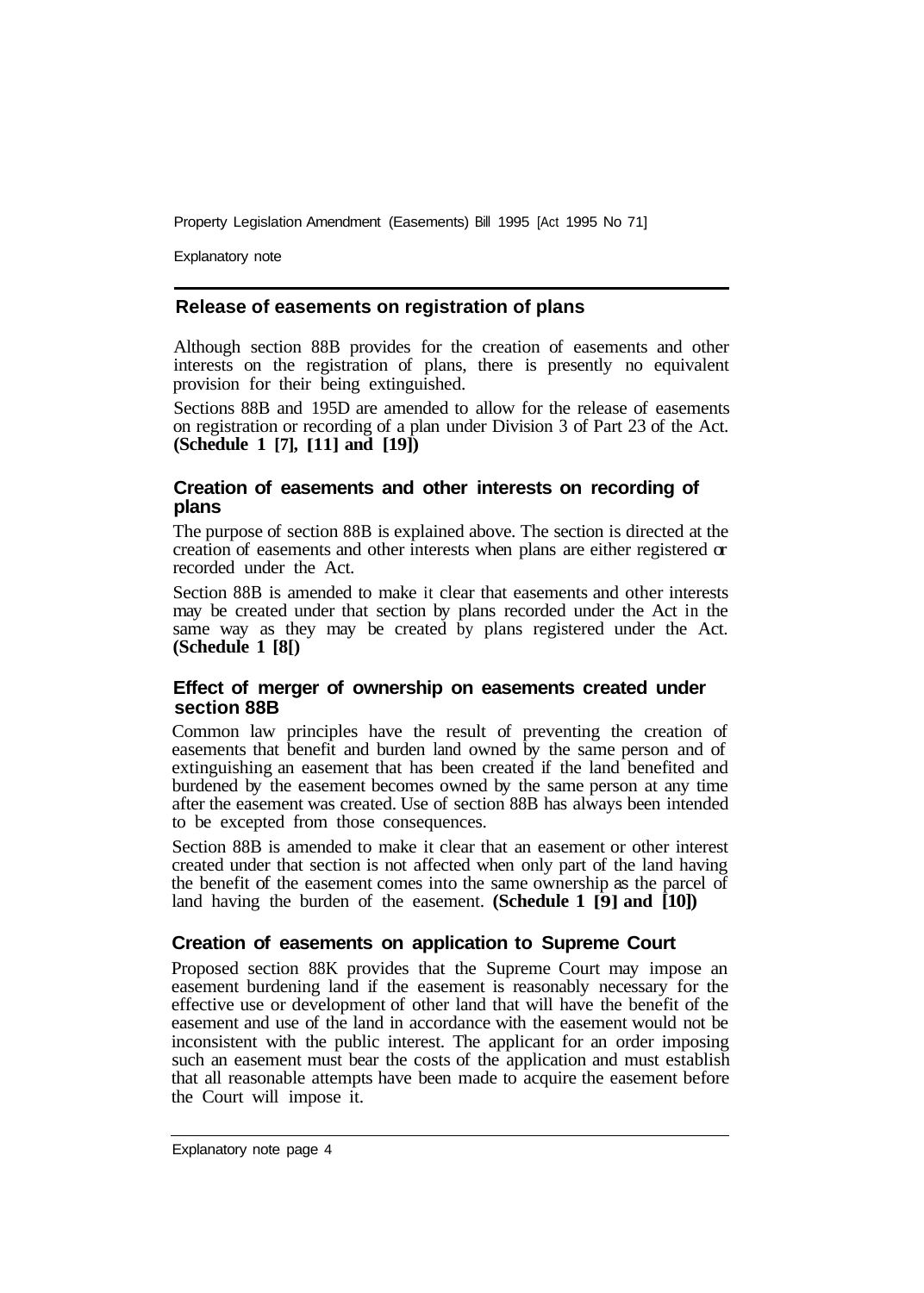## Release of easements on registration of plans

Although section 88B provides for the creation of easements and other interests on the registration of plans, there is presently no equivalent provision for their being extinguished.

Sections 88B and 195D are amended to allow for the release of easements on registration or recording of a plan under Division 3 of Part 23 of the Act. **(Schedule 1 [7], [11] and [19])**

## Creation of easements and other interests on recording of plans

The purpose of section 88B is explained above. The section is directed at the creation of easements and other interests when plans are either registered or recorded under the Act.

Section 88B is amended to make it clear that easements and other interests may be created under that section by plans recorded under the Act in the same way as they may be created by plans registered under the Act. **(Schedule 1 [8])**

## Effect of merger of ownership on easements created under section 88B

Common law principles have the result of preventing the creation of easements that benefit and burden land owned by the same person and of extinguishing an easement that has been created if the land benefited and burdened by the easement becomes owned by the same person at any time after the easement was created. Use of section 88B has always been intended to be excepted from those consequences.

Section 88B is amended to make it clear that an easement or other interest created under that section is not affected when only part of the land having the benefit of the easement comes into the same ownership as the parcel of land having the burden of the easement. **(Schedule 1 [9] and [10])**

## Creation of easements on application to Supreme Court

Proposed section 88K provides that the Supreme Court may impose an easement burdening land if the easement is reasonably necessary for the effective use or development of other land that will have the benefit of the easement and use of the land in accordance with the easement would not be inconsistent with the public interest. The applicant for an order imposing such an easement must bear the costs of the application and must establish that all reasonable attempts have been made to acquire the easement before the Court will impose it.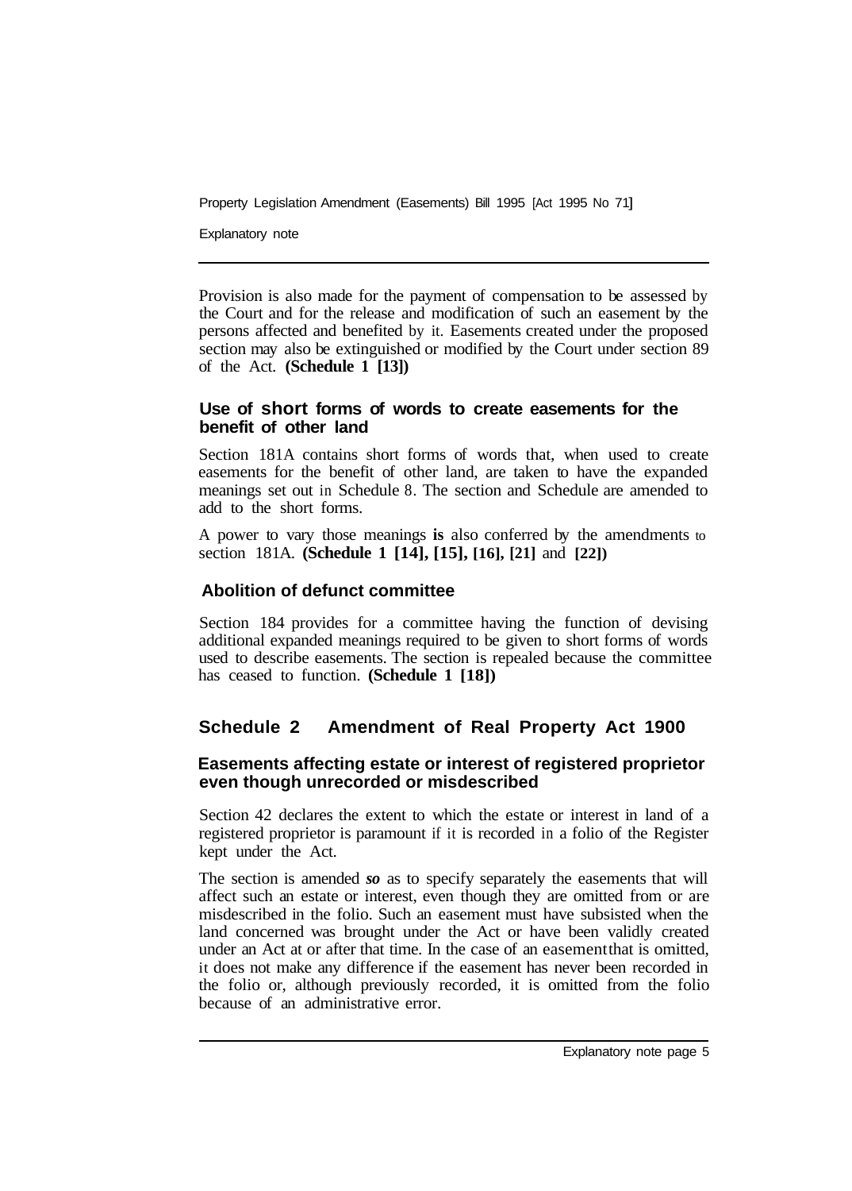Provision is also made for the payment of compensation to be assessed by the Court and for the release and modification of such an easement by the persons affected and benefited by it. Easements created under the proposed section may also be extinguished or modified by the Court under section 89 of the Act. **(Schedule 1 [13])**

### Use of short forms of words to create easements for the benefit of other land

Section 181A contains short forms of words that, when used to create easements for the benefit of other land, are taken to have the expanded meanings set out in Schedule 8. The section and Schedule are amended to add to the short forms.

A power to vary those meanings **is** also conferred by the amendments to section 181A. **(Schedule 1 [14], [15], [16], [21]** and **[22])**

### Abolition of defunct committee

Section 184 provides for a committee having the function of devising additional expanded meanings required to be given to short forms of words used to describe easements. The section is repealed because the committee has ceased to function. **(Schedule 1 [18])**

## Schedule 2 Amendment of Real Property Act 1900

### Easements affecting estate or interest of registered proprietor even though unrecorded or misdescribed

Section 42 declares the extent to which the estate or interest in land of a registered proprietor is paramount if it is recorded in a folio of the Register kept under the Act.

The section is amended ***so*** as to specify separately the easements that will affect such an estate or interest, even though they are omitted from or are misdescribed in the folio. Such an easement must have subsisted when the land concerned was brought under the Act or have been validly created under an Act at or after that time. In the case of an easement that is omitted, it does not make any difference if the easement has never been recorded in the folio or, although previously recorded, it is omitted from the folio because of an administrative error.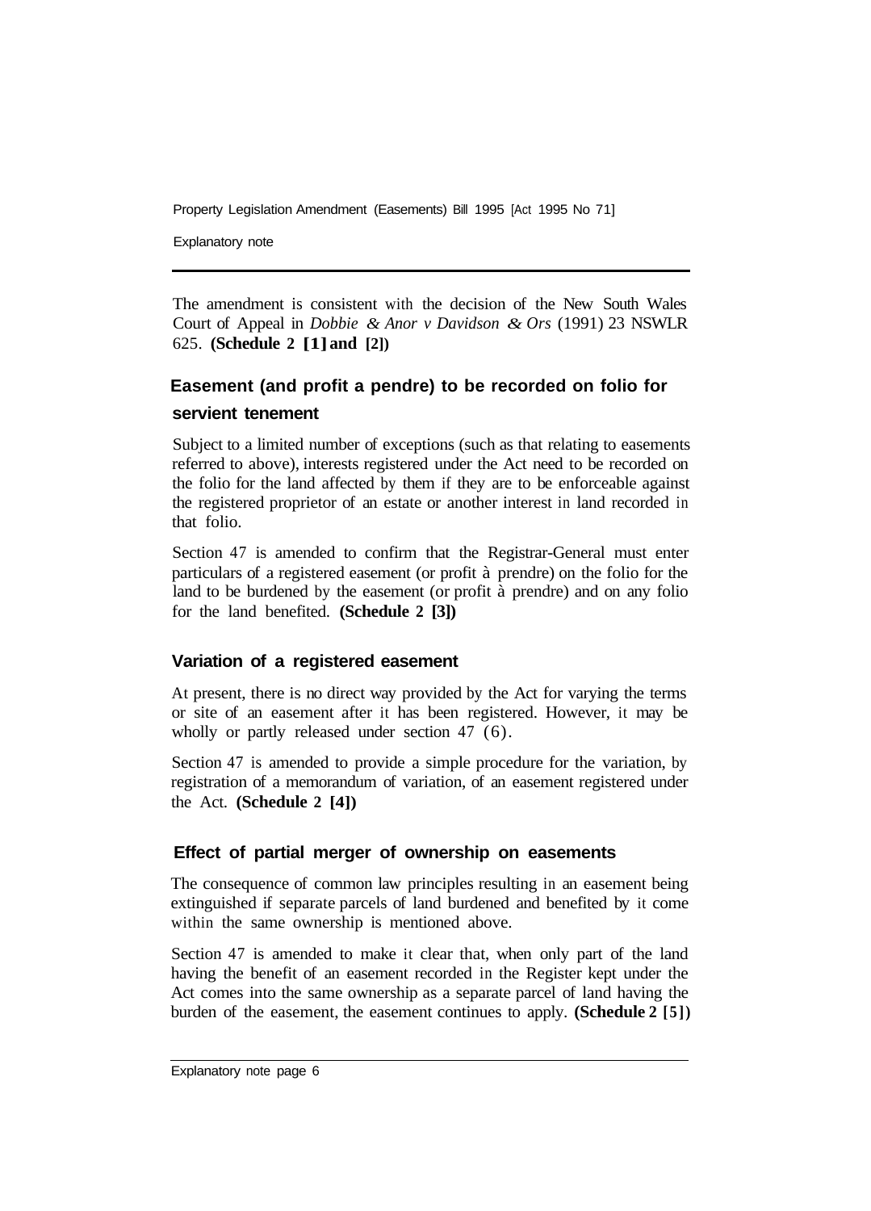The amendment is consistent with the decision of the New South Wales Court of Appeal in *Dobbie & Anor v Davidson & Ors* (1991) 23 NSWLR 625. **(Schedule 2 [1] and [2])**

## Easement (and profit a pendre) to be recorded on folio for servient tenement

Subject to a limited number of exceptions (such as that relating to easements referred to above), interests registered under the Act need to be recorded on the folio for the land affected by them if they are to be enforceable against the registered proprietor of an estate or another interest in land recorded in that folio.

Section 47 is amended to confirm that the Registrar-General must enter particulars of a registered easement (or profit à prendre) on the folio for the land to be burdened by the easement (or profit à prendre) and on any folio for the land benefited. **(Schedule 2 [3])**

## Variation of a registered easement

At present, there is no direct way provided by the Act for varying the terms or site of an easement after it has been registered. However, it may be wholly or partly released under section 47 (6).

Section 47 is amended to provide a simple procedure for the variation, by registration of a memorandum of variation, of an easement registered under the Act. **(Schedule 2 [4])**

## Effect of partial merger of ownership on easements

The consequence of common law principles resulting in an easement being extinguished if separate parcels of land burdened and benefited by it come within the same ownership is mentioned above.

Section 47 is amended to make it clear that, when only part of the land having the benefit of an easement recorded in the Register kept under the Act comes into the same ownership as a separate parcel of land having the burden of the easement, the easement continues to apply. **(Schedule 2 [5])**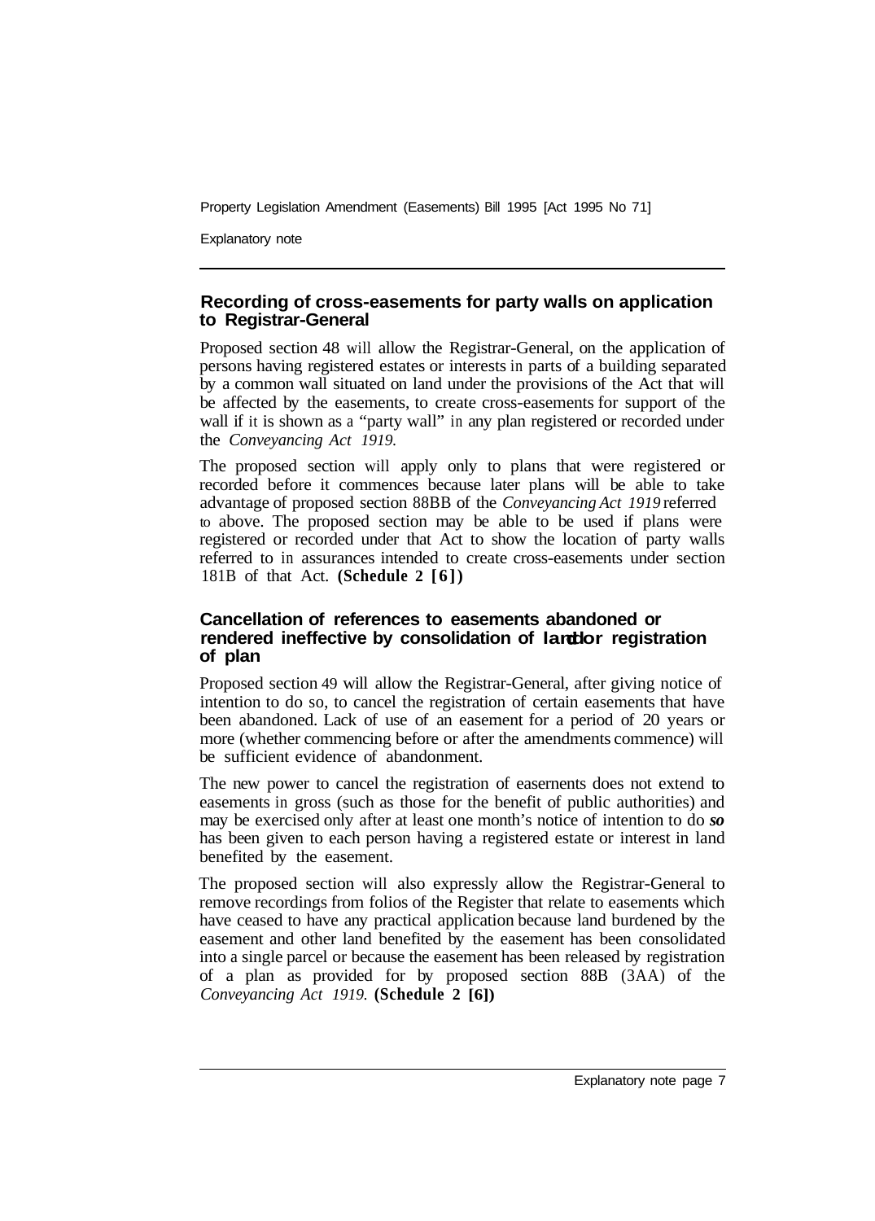### Recording of cross-easements for party walls on application to Registrar-General

Proposed section 48 will allow the Registrar-General, on the application of persons having registered estates or interests in parts of a building separated by a common wall situated on land under the provisions of the Act that will be affected by the easements, to create cross-easements for support of the wall if it is shown as a "party wall" in any plan registered or recorded under the *Conveyancing Act 1919.*

The proposed section will apply only to plans that were registered or recorded before it commences because later plans will be able to take advantage of proposed section 88BB of the *Conveyancing Act 1919* referred to above. The proposed section may be able to be used if plans were registered or recorded under that Act to show the location of party walls referred to in assurances intended to create cross-easements under section 181B of that Act. **(Schedule 2 [6])**

### Cancellation of references to easements abandoned or rendered ineffective by consolidation of land or registration of plan

Proposed section 49 will allow the Registrar-General, after giving notice of intention to do so, to cancel the registration of certain easements that have been abandoned. Lack of use of an easement for a period of 20 years or more (whether commencing before or after the amendments commence) will be sufficient evidence of abandonment.

The new power to cancel the registration of easernents does not extend to easements in gross (such as those for the benefit of public authorities) and may be exercised only after at least one month's notice of intention to do ***so*** has been given to each person having a registered estate or interest in land benefited by the easement.

The proposed section will also expressly allow the Registrar-General to remove recordings from folios of the Register that relate to easements which have ceased to have any practical application because land burdened by the easement and other land benefited by the easement has been consolidated into a single parcel or because the easement has been released by registration of a plan as provided for by proposed section 88B (3AA) of the *Conveyancing Act 1919.* **(Schedule 2 [6])**